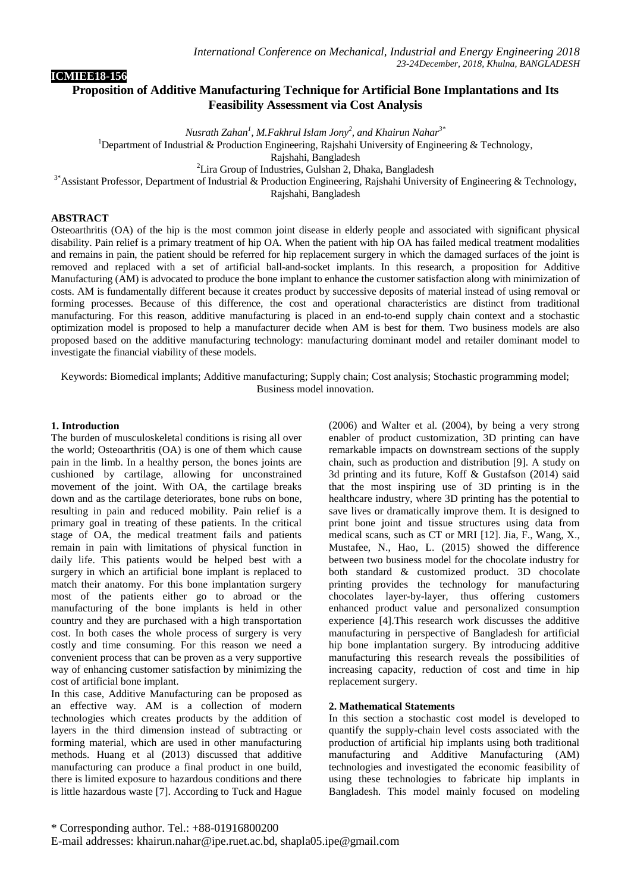ICMIEE18-156

# Proposition of Additive Manufacturing Technique for Artificial Bone Implantations and Its Feasibility Assessment via Cost Analysis

*Nusrath Zahan[1], M.Fakhrul Islam Jony[2], and Khairun Nahar[3*]*

[1]Department of Industrial & Production Engineering, Rajshahi University of Engineering & Technology, Rajshahi, Bangladesh

[2]Lira Group of Industries, Gulshan 2, Dhaka, Bangladesh

[3*]Assistant Professor, Department of Industrial & Production Engineering, Rajshahi University of Engineering & Technology, Rajshahi, Bangladesh

## ABSTRACT

Osteoarthritis (OA) of the hip is the most common joint disease in elderly people and associated with significant physical disability. Pain relief is a primary treatment of hip OA. When the patient with hip OA has failed medical treatment modalities and remains in pain, the patient should be referred for hip replacement surgery in which the damaged surfaces of the joint is removed and replaced with a set of artificial ball-and-socket implants. In this research, a proposition for Additive Manufacturing (AM) is advocated to produce the bone implant to enhance the customer satisfaction along with minimization of costs. AM is fundamentally different because it creates product by successive deposits of material instead of using removal or forming processes. Because of this difference, the cost and operational characteristics are distinct from traditional manufacturing. For this reason, additive manufacturing is placed in an end-to-end supply chain context and a stochastic optimization model is proposed to help a manufacturer decide when AM is best for them. Two business models are also proposed based on the additive manufacturing technology: manufacturing dominant model and retailer dominant model to investigate the financial viability of these models.

Keywords: Biomedical implants; Additive manufacturing; Supply chain; Cost analysis; Stochastic programming model; Business model innovation.

## 1. Introduction

The burden of musculoskeletal conditions is rising all over the world; Osteoarthritis (OA) is one of them which cause pain in the limb. In a healthy person, the bones joints are cushioned by cartilage, allowing for unconstrained movement of the joint. With OA, the cartilage breaks down and as the cartilage deteriorates, bone rubs on bone, resulting in pain and reduced mobility. Pain relief is a primary goal in treating of these patients. In the critical stage of OA, the medical treatment fails and patients remain in pain with limitations of physical function in daily life. This patients would be helped best with a surgery in which an artificial bone implant is replaced to match their anatomy. For this bone implantation surgery most of the patients either go to abroad or the manufacturing of the bone implants is held in other country and they are purchased with a high transportation cost. In both cases the whole process of surgery is very costly and time consuming. For this reason we need a convenient process that can be proven as a very supportive way of enhancing customer satisfaction by minimizing the cost of artificial bone implant.

In this case, Additive Manufacturing can be proposed as an effective way. AM is a collection of modern technologies which creates products by the addition of layers in the third dimension instead of subtracting or forming material, which are used in other manufacturing methods. Huang et al (2013) discussed that additive manufacturing can produce a final product in one build, there is limited exposure to hazardous conditions and there is little hazardous waste [7]. According to Tuck and Hague (2006) and Walter et al. (2004), by being a very strong enabler of product customization, 3D printing can have remarkable impacts on downstream sections of the supply chain, such as production and distribution [9]. A study on 3d printing and its future, Koff & Gustafson (2014) said that the most inspiring use of 3D printing is in the healthcare industry, where 3D printing has the potential to save lives or dramatically improve them. It is designed to print bone joint and tissue structures using data from medical scans, such as CT or MRI [12]. Jia, F., Wang, X., Mustafee, N., Hao, L. (2015) showed the difference between two business model for the chocolate industry for both standard & customized product. 3D chocolate printing provides the technology for manufacturing chocolates layer-by-layer, thus offering customers enhanced product value and personalized consumption experience [4].This research work discusses the additive manufacturing in perspective of Bangladesh for artificial hip bone implantation surgery. By introducing additive manufacturing this research reveals the possibilities of increasing capacity, reduction of cost and time in hip replacement surgery.

## 2. Mathematical Statements

In this section a stochastic cost model is developed to quantify the supply-chain level costs associated with the production of artificial hip implants using both traditional manufacturing and Additive Manufacturing (AM) technologies and investigated the economic feasibility of using these technologies to fabricate hip implants in Bangladesh. This model mainly focused on modeling

\* Corresponding author. Tel.: +88-01916800200
E-mail addresses: khairun.nahar@ipe.ruet.ac.bd, shapla05.ipe@gmail.com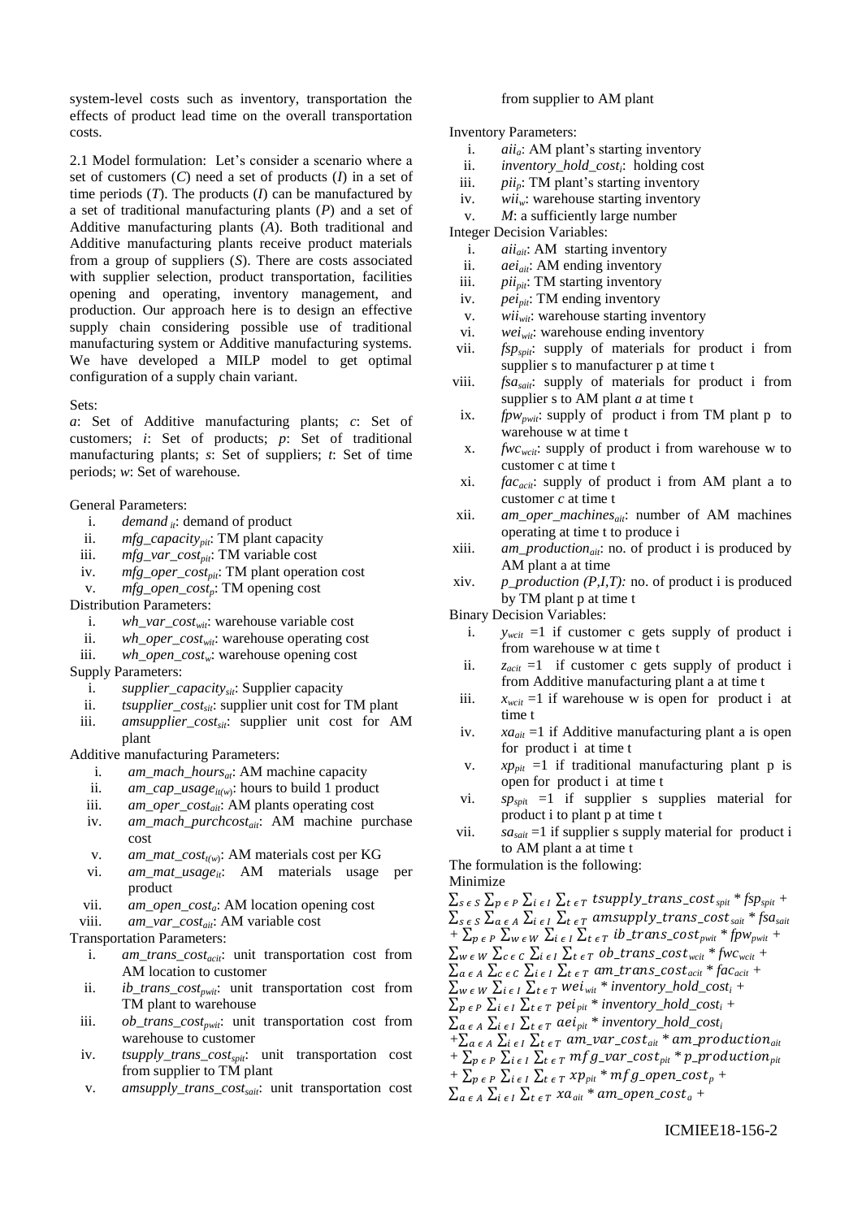system-level costs such as inventory, transportation the effects of product lead time on the overall transportation costs.

2.1 Model formulation: Let's consider a scenario where a set of customers (*C*) need a set of products (*I*) in a set of time periods (*T*). The products (*I*) can be manufactured by a set of traditional manufacturing plants (*P*) and a set of Additive manufacturing plants (*A*). Both traditional and Additive manufacturing plants receive product materials from a group of suppliers (*S*). There are costs associated with supplier selection, product transportation, facilities opening and operating, inventory management, and production. Our approach here is to design an effective supply chain considering possible use of traditional manufacturing system or Additive manufacturing systems. We have developed a MILP model to get optimal configuration of a supply chain variant.

Sets:

*a*: Set of Additive manufacturing plants; *c*: Set of customers; *i*: Set of products; *p*: Set of traditional manufacturing plants; *s*: Set of suppliers; *t*: Set of time periods; *w*: Set of warehouse.

General Parameters:

i. $demand_{it}$: demand of product
ii. $mfg\_capacity_{pit}$: TM plant capacity
iii. $mfg\_var\_cost_{pit}$: TM variable cost
iv. $mfg\_oper\_cost_{pit}$: TM plant operation cost
v. $mfg\_open\_cost_{p}$: TM opening cost

Distribution Parameters:

i. $wh\_var\_cost_{wit}$: warehouse variable cost
ii. $wh\_oper\_cost_{wit}$: warehouse operating cost
iii. $wh\_open\_cost_{w}$: warehouse opening cost

Supply Parameters:

i. $supplier\_capacity_{sit}$: Supplier capacity
ii. $tsupplier\_cost_{sit}$: supplier unit cost for TM plant
iii. $amsupplier\_cost_{sit}$: supplier unit cost for AM plant

Additive manufacturing Parameters:

i. $am\_mach\_hours_{at}$: AM machine capacity
ii. $am\_cap\_usage_{it(w)}$: hours to build 1 product
iii. $am\_oper\_cost_{ait}$: AM plants operating cost
iv. $am\_mach\_purchcost_{ait}$: AM machine purchase cost
v. $am\_mat\_cost_{t(w)}$: AM materials cost per KG
vi. $am\_mat\_usage_{it}$: AM materials usage per product
vii. $am\_open\_cost_{a}$: AM location opening cost
viii. $am\_var\_cost_{ait}$: AM variable cost

Transportation Parameters:

i. $am\_trans\_cost_{acit}$: unit transportation cost from AM location to customer
ii. $ib\_trans\_cost_{pwit}$: unit transportation cost from TM plant to warehouse
iii. $ob\_trans\_cost_{pwit}$: unit transportation cost from warehouse to customer
iv. $tsupply\_trans\_cost_{spit}$: unit transportation cost from supplier to TM plant
v. $amsupply\_trans\_cost_{sait}$: unit transportation cost from supplier to AM plant

Inventory Parameters:

i. $aii_{a}$: AM plant's starting inventory
ii. $inventory\_hold\_cost_{i}$: holding cost
iii. $pii_{p}$: TM plant's starting inventory
iv. $wii_{w}$: warehouse starting inventory
v. $M$: a sufficiently large number

Integer Decision Variables:

i. $aii_{ait}$: AM starting inventory
ii. $aei_{ait}$: AM ending inventory
iii. $pii_{pit}$: TM starting inventory
iv. $pei_{pit}$: TM ending inventory
v. $wii_{wit}$: warehouse starting inventory
vi. $wei_{wit}$: warehouse ending inventory
vii. $fsp_{spit}$: supply of materials for product i from supplier s to manufacturer p at time t
viii. $fsa_{sait}$: supply of materials for product i from supplier s to AM plant *a* at time t
ix. $fpw_{pwit}$: supply of product i from TM plant p to warehouse w at time t
x. $fwc_{wcit}$: supply of product i from warehouse w to customer c at time t
xi. $fac_{acit}$: supply of product i from AM plant a to customer *c* at time t
xii. $am\_oper\_machines_{ait}$: number of AM machines operating at time t to produce i
xiii. $am\_production_{ait}$: no. of product i is produced by AM plant a at time
xiv. $p\_production\ (P,I,T)$: no. of product i is produced by TM plant p at time t

Binary Decision Variables:

i. $y_{wcit}$ =1 if customer c gets supply of product i from warehouse w at time t
ii. $z_{acit}$ =1 if customer c gets supply of product i from Additive manufacturing plant a at time t
iii. $x_{wcit}$ =1 if warehouse w is open for product i at time t
iv. $xa_{ait}$ =1 if Additive manufacturing plant a is open for product i at time t
v. $xp_{pit}$ =1 if traditional manufacturing plant p is open for product i at time t
vi. $sp_{spit}$ =1 if supplier s supplies material for product i to plant p at time t
vii. $sa_{sait}$ =1 if supplier s supply material for product i to AM plant a at time t

The formulation is the following:

Minimize

$$\sum_{s\in S}\sum_{p\in P}\sum_{i\in I}\sum_{t\in T} tsupply\_trans\_cost_{spit} * fsp_{spit} + \sum_{s\in S}\sum_{a\in A}\sum_{i\in I}\sum_{t\in T} amsupply\_trans\_cost_{sait} * fsa_{sait} + \sum_{p\in P}\sum_{w\in W}\sum_{i\in I}\sum_{t\in T} ib\_trans\_cost_{pwit} * fpw_{pwit} + \sum_{w\in W}\sum_{c\in C}\sum_{i\in I}\sum_{t\in T} ob\_trans\_cost_{wcit} * fwc_{wcit} + \sum_{a\in A}\sum_{c\in C}\sum_{i\in I}\sum_{t\in T} am\_trans\_cost_{acit} * fac_{acit} + \sum_{w\in W}\sum_{i\in I}\sum_{t\in T} wei_{wit} * inventory\_hold\_cost_{i} + \sum_{p\in P}\sum_{i\in I}\sum_{t\in T} pei_{pit} * inventory\_hold\_cost_{i} + \sum_{a\in A}\sum_{i\in I}\sum_{t\in T} aei_{pit} * inventory\_hold\_cost_{i} + \sum_{a\in A}\sum_{i\in I}\sum_{t\in T} am\_var\_cost_{ait} * am\_production_{ait} + \sum_{p\in P}\sum_{i\in I}\sum_{t\in T} mfg\_var\_cost_{pit} * p\_production_{pit} + \sum_{p\in P}\sum_{i\in I}\sum_{t\in T} xp_{pit} * mfg\_open\_cost_{p} + \sum_{a\in A}\sum_{i\in I}\sum_{t\in T} xa_{ait} * am\_open\_cost_{a} +$$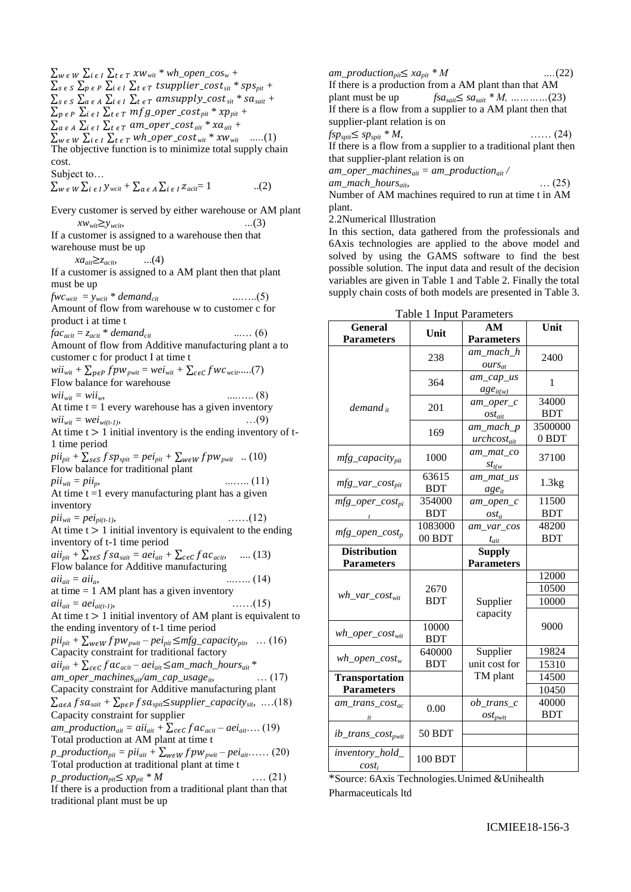$$\sum_{w \in W} \sum_{i \in I} \sum_{t \in T} xw_{wit} * wh\_open\_cos_w + \sum_{s \in S} \sum_{p \in P} \sum_{i \in I} \sum_{t \in T} tsupplier\_cost_{sit} * sps_{pit} + \sum_{s \in S} \sum_{a \in A} \sum_{i \in I} \sum_{t \in T} amsupply\_cost_{sit} * sa_{sait} + \sum_{p \in P} \sum_{i \in I} \sum_{t \in T} mfg\_oper\_cost_{pit} * xp_{pit} + \sum_{a \in A} \sum_{i \in I} \sum_{t \in T} am\_oper\_cost_{ait} * xa_{ait} + \sum_{w \in W} \sum_{i \in I} \sum_{t \in T} wh\_oper\_cost_{wit} * xw_{wit} \quad .....(1)$$

The objective function is to minimize total supply chain cost.

Subject to…

$$\sum_{w \in W} \sum_{i \in I} y_{wcit} + \sum_{a \in A} \sum_{i \in I} z_{acit} = 1 \quad ..(2)$$

Every customer is served by either warehouse or AM plant

$$xw_{wit} \geq y_{wcit}, \quad ...(3)$$

If a customer is assigned to a warehouse then that warehouse must be up

$$xa_{ait} \geq z_{acit}, \quad ...(4)$$

If a customer is assigned to a AM plant then that plant must be up

$$fwc_{wcit} = y_{wcit} * demand_{cit} \quad .......(5)$$

Amount of flow from warehouse w to customer c for product i at time t

$$fac_{acit} = z_{acit} * demand_{cit} \quad ...... (6)$$

Amount of flow from Additive manufacturing plant a to customer c for product I at time t

$$wii_{wit} + \sum_{p \in P} fpw_{pwit} = wei_{wit} + \sum_{c \in C} fwc_{wcit} .....(7)$$

Flow balance for warehouse

$$wii_{wit} = wii_w, \quad ........ (8)$$

At time t = 1 every warehouse has a given inventory

$$wii_{wit} = wei_{wi(t-1)}, \quad ...(9)$$

At time t > 1 initial inventory is the ending inventory of t-1 time period

$$pii_{pit} + \sum_{s \in S} fsp_{spit} = pei_{pit} + \sum_{w \in W} fpw_{pwit} \quad .. (10)$$

Flow balance for traditional plant

$$pii_{wit} = pii_p, \quad ........ (11)$$

At time t =1 every manufacturing plant has a given inventory

$$pii_{wit} = pei_{pi(t-1)}, \quad ......(12)$$

At time t > 1 initial inventory is equivalent to the ending inventory of t-1 time period

$$aii_{pit} + \sum_{s \in S} fsa_{sait} = aei_{ait} + \sum_{c \in C} fac_{acit}, \quad .... (13)$$

Flow balance for Additive manufacturing

$$aii_{ait} = aii_a, \quad ........ (14)$$

at time = 1 AM plant has a given inventory

$$aii_{ait} = aei_{ai(t-1)}, \quad ......(15)$$

At time t > 1 initial inventory of AM plant is equivalent to the ending inventory of t-1 time period

$$pii_{pit} + \sum_{w \in W} fpw_{pwit} - pei_{pit} \leq mfg\_capacity_{pit}, \quad ... (16)$$

Capacity constraint for traditional factory

$$aii_{pit} + \sum_{c \in C} fac_{acit} - aei_{ait} \leq am\_mach\_hours_{ait} * am\_oper\_machines_{ait} / am\_cap\_usage_{it}, \quad ... (17)$$

Capacity constraint for Additive manufacturing plant

$$\sum_{a \in A} fsa_{sait} + \sum_{p \in P} fsa_{spit} \leq supplier\_capacity_{sit}, \quad ....(18)$$

Capacity constraint for supplier

$$am\_production_{ait} = aii_{ait} + \sum_{c \in C} fac_{acit} - aei_{ait} .... (19)$$

Total production at AM plant at time t

$$p\_production_{pit} = pii_{ait} + \sum_{w \in W} fpw_{pwit} - pei_{ait} ...... (20)$$

Total production at traditional plant at time t

$$p\_production_{pit} \leq xp_{pit} * M \quad .... (21)$$

If there is a production from a traditional plant than that traditional plant must be up

$$am\_production_{pit} \leq xa_{pit} * M \quad ....(22)$$

If there is a production from a AM plant than that AM plant must be up $fsa_{sait} \leq sa_{sait} * M$, ............(23)

If there is a flow from a supplier to a AM plant then that supplier-plant relation is on

$$fsp_{spit} \leq sp_{spit} * M, \quad ...... (24)$$

If there is a flow from a supplier to a traditional plant then that supplier-plant relation is on

$$am\_oper\_machines_{ait} = am\_production_{ait} / am\_mach\_hours_{ait}, \quad ... (25)$$

Number of AM machines required to run at time t in AM plant.

2.2 Numerical Illustration

In this section, data gathered from the professionals and 6Axis technologies are applied to the above model and solved by using the GAMS software to find the best possible solution. The input data and result of the decision variables are given in Table 1 and Table 2. Finally the total supply chain costs of both models are presented in Table 3.

Table 1 Input Parameters

| General Parameters | Unit | AM Parameters | Unit |
|---|---|---|---|
| $demand_{it}$ | 238 | $am\_mach\_hours_{at}$ | 2400 |
| | 364 | $am\_cap\_usage_{it(w)}$ | 1 |
| | 201 | $am\_oper\_cost_{ait}$ | 34000 BDT |
| | 169 | $am\_mach\_purchcost_{ait}$ | 35000000 BDT |
| $mfg\_capacity_{pit}$ | 1000 | $am\_mat\_cost_{t(w}$ | 37100 |
| $mfg\_var\_cost_{pit}$ | 63615 BDT | $am\_mat\_usage_{it}$ | 1.3kg |
| $mfg\_oper\_cost_{pit}$ | 354000 BDT | $am\_open\_cost_a$ | 11500 BDT |
| $mfg\_open\_cost_p$ | 108300000 BDT | $am\_var\_cost_{ait}$ | 48200 BDT |
| **Distribution Parameters** | | **Supply Parameters** | |
| $wh\_var\_cost_{wit}$ | 2670 BDT | Supplier capacity | 12000 |
| | | | 10500 |
| | | | 10000 |
| $wh\_oper\_cost_{wit}$ | 10000 BDT | | 9000 |
| $wh\_open\_cost_w$ | 640000 BDT | Supplier unit cost for TM plant | 19824 |
| | | | 15310 |
| **Transportation Parameters** | | | 14500 |
| | | | 10450 |
| $am\_trans\_cost_{acit}$ | 0.00 | $ob\_trans\_cost_{pwit}$ | 40000 BDT |
| $ib\_trans\_cost_{pwit}$ | 50 BDT | | |
| $inventory\_hold\_cost_i$ | 100 BDT | | |

*Source: 6Axis Technologies.Unimed &Unihealth Pharmaceuticals ltd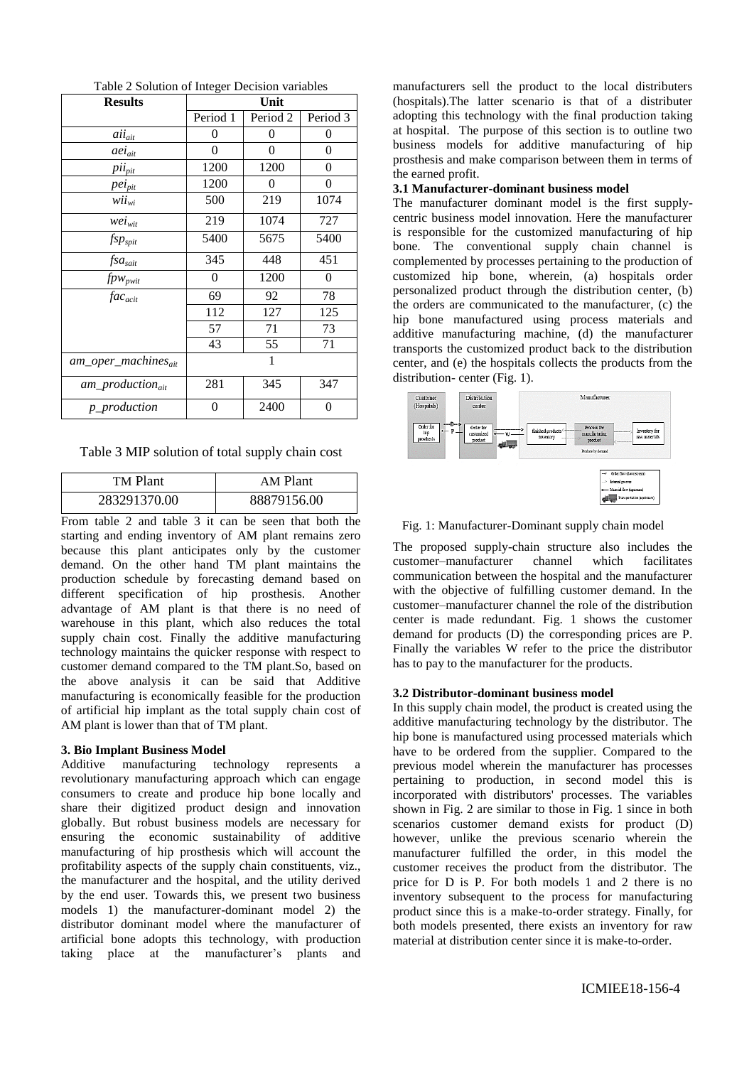Table 2 Solution of Integer Decision variables

| Results | Unit | | |
|---|---|---|---|
| | Period 1 | Period 2 | Period 3 |
| $aii_{ait}$ | 0 | 0 | 0 |
| $aei_{ait}$ | 0 | 0 | 0 |
| $pii_{pit}$ | 1200 | 1200 | 0 |
| $pei_{pit}$ | 1200 | 0 | 0 |
| $wii_{wi}$ | 500 | 219 | 1074 |
| $wei_{wit}$ | 219 | 1074 | 727 |
| $fsp_{spit}$ | 5400 | 5675 | 5400 |
| $fsa_{sait}$ | 345 | 448 | 451 |
| $fpw_{pwit}$ | 0 | 1200 | 0 |
| $fac_{acit}$ | 69 | 92 | 78 |
| | 112 | 127 | 125 |
| | 57 | 71 | 73 |
| | 43 | 55 | 71 |
| $am\_oper\_machines_{ait}$ | 1 | | |
| $am\_production_{ait}$ | 281 | 345 | 347 |
| $p\_production$ | 0 | 2400 | 0 |

Table 3 MIP solution of total supply chain cost

| TM Plant | AM Plant |
|---|---|
| 283291370.00 | 88879156.00 |

From table 2 and table 3 it can be seen that both the starting and ending inventory of AM plant remains zero because this plant anticipates only by the customer demand. On the other hand TM plant maintains the production schedule by forecasting demand based on different specification of hip prosthesis. Another advantage of AM plant is that there is no need of warehouse in this plant, which also reduces the total supply chain cost. Finally the additive manufacturing technology maintains the quicker response with respect to customer demand compared to the TM plant.So, based on the above analysis it can be said that Additive manufacturing is economically feasible for the production of artificial hip implant as the total supply chain cost of AM plant is lower than that of TM plant.

### 3. Bio Implant Business Model

Additive manufacturing technology represents a revolutionary manufacturing approach which can engage consumers to create and produce hip bone locally and share their digitized product design and innovation globally. But robust business models are necessary for ensuring the economic sustainability of additive manufacturing of hip prosthesis which will account the profitability aspects of the supply chain constituents, viz., the manufacturer and the hospital, and the utility derived by the end user. Towards this, we present two business models 1) the manufacturer-dominant model 2) the distributor dominant model where the manufacturer of artificial bone adopts this technology, with production taking place at the manufacturer's plants and manufacturers sell the product to the local distributers (hospitals).The latter scenario is that of a distributer adopting this technology with the final production taking at hospital. The purpose of this section is to outline two business models for additive manufacturing of hip prosthesis and make comparison between them in terms of the earned profit.

#### 3.1 Manufacturer-dominant business model

The manufacturer dominant model is the first supply-centric business model innovation. Here the manufacturer is responsible for the customized manufacturing of hip bone. The conventional supply chain channel is complemented by processes pertaining to the production of customized hip bone, wherein, (a) hospitals order personalized product through the distribution center, (b) the orders are communicated to the manufacturer, (c) the hip bone manufactured using process materials and additive manufacturing machine, (d) the manufacturer transports the customized product back to the distribution center, and (e) the hospitals collects the products from the distribution- center (Fig. 1).

Fig. 1: Manufacturer-Dominant supply chain model

The proposed supply-chain structure also includes the customer–manufacturer channel which facilitates communication between the hospital and the manufacturer with the objective of fulfilling customer demand. In the customer–manufacturer channel the role of the distribution center is made redundant. Fig. 1 shows the customer demand for products (D) the corresponding prices are P. Finally the variables W refer to the price the distributor has to pay to the manufacturer for the products.

#### 3.2 Distributor-dominant business model

In this supply chain model, the product is created using the additive manufacturing technology by the distributor. The hip bone is manufactured using processed materials which have to be ordered from the supplier. Compared to the previous model wherein the manufacturer has processes pertaining to production, in second model this is incorporated with distributors' processes. The variables shown in Fig. 2 are similar to those in Fig. 1 since in both scenarios customer demand exists for product (D) however, unlike the previous scenario wherein the manufacturer fulfilled the order, in this model the customer receives the product from the distributor. The price for D is P. For both models 1 and 2 there is no inventory subsequent to the process for manufacturing product since this is a make-to-order strategy. Finally, for both models presented, there exists an inventory for raw material at distribution center since it is make-to-order.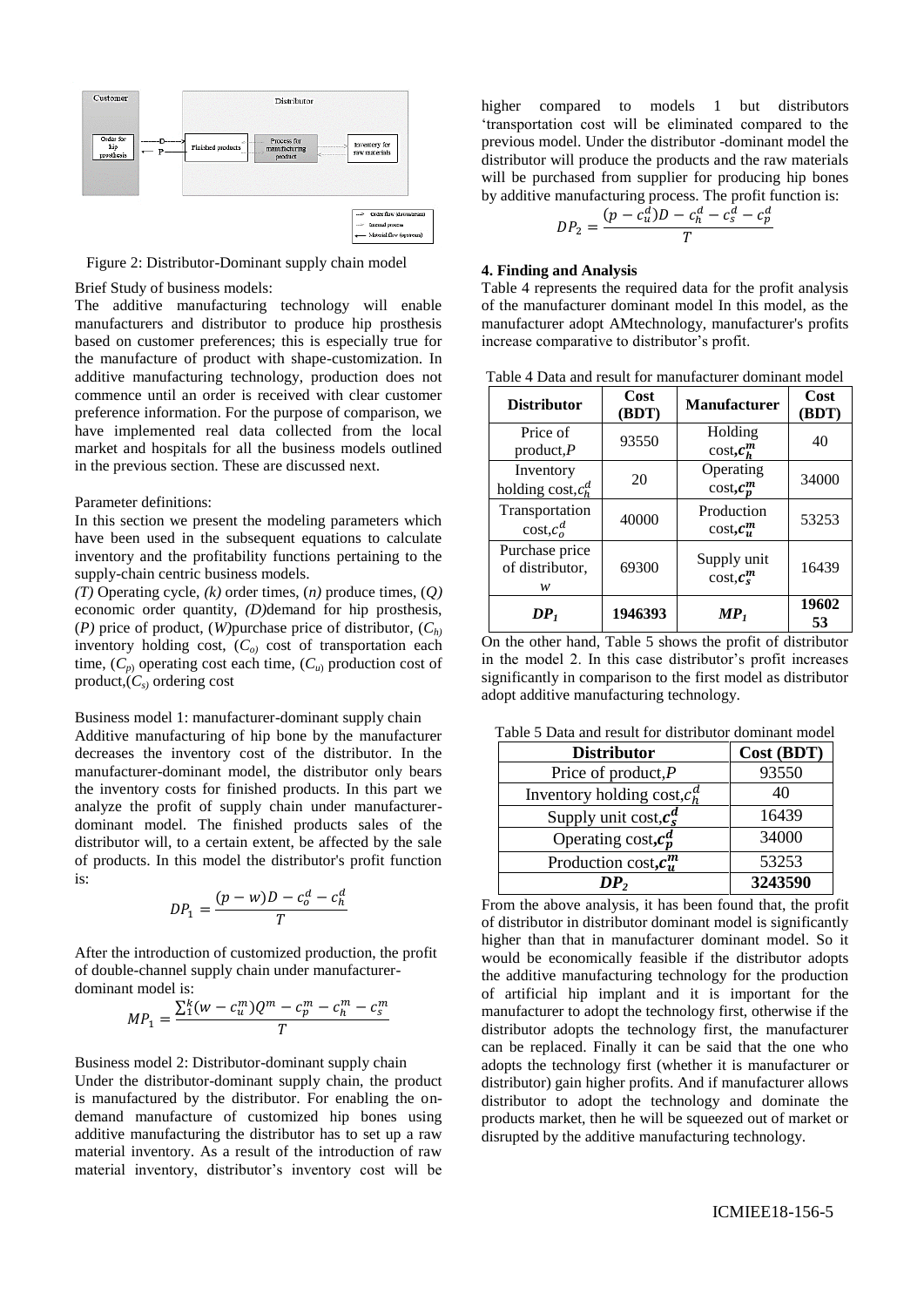Figure 2: Distributor-Dominant supply chain model

Brief Study of business models:

The additive manufacturing technology will enable manufacturers and distributor to produce hip prosthesis based on customer preferences; this is especially true for the manufacture of product with shape-customization. In additive manufacturing technology, production does not commence until an order is received with clear customer preference information. For the purpose of comparison, we have implemented real data collected from the local market and hospitals for all the business models outlined in the previous section. These are discussed next.

Parameter definitions:

In this section we present the modeling parameters which have been used in the subsequent equations to calculate inventory and the profitability functions pertaining to the supply-chain centric business models.

*(T)* Operating cycle, *(k)* order times, (*n)* produce times, (*Q)* economic order quantity, *(D)*demand for hip prosthesis, (*P)* price of product, (*W)*purchase price of distributor, ($C_h$) inventory holding cost, ($C_o$) cost of transportation each time, ($C_p$) operating cost each time, ($C_u$) production cost of product,($C_s$) ordering cost

Business model 1: manufacturer-dominant supply chain

Additive manufacturing of hip bone by the manufacturer decreases the inventory cost of the distributor. In the manufacturer-dominant model, the distributor only bears the inventory costs for finished products. In this part we analyze the profit of supply chain under manufacturer-dominant model. The finished products sales of the distributor will, to a certain extent, be affected by the sale of products. In this model the distributor's profit function is:

$$DP_1 = \frac{(p - w)D - c_o^d - c_h^d}{T}$$

After the introduction of customized production, the profit of double-channel supply chain under manufacturer-dominant model is:

$$MP_1 = \frac{\sum_1^k (w - c_u^m)Q^m - c_p^m - c_h^m - c_s^m}{T}$$

Business model 2: Distributor-dominant supply chain

Under the distributor-dominant supply chain, the product is manufactured by the distributor. For enabling the on-demand manufacture of customized hip bones using additive manufacturing the distributor has to set up a raw material inventory. As a result of the introduction of raw material inventory, distributor's inventory cost will be higher compared to models 1 but distributors 'transportation cost will be eliminated compared to the previous model. Under the distributor -dominant model the distributor will produce the products and the raw materials will be purchased from supplier for producing hip bones by additive manufacturing process. The profit function is:

$$DP_2 = \frac{(p - c_u^d)D - c_h^d - c_s^d - c_p^d}{T}$$

**4. Finding and Analysis**

Table 4 represents the required data for the profit analysis of the manufacturer dominant model In this model, as the manufacturer adopt AMtechnology, manufacturer's profits increase comparative to distributor's profit.

Table 4 Data and result for manufacturer dominant model

| Distributor | Cost (BDT) | Manufacturer | Cost (BDT) |
|---|---|---|---|
| Price of product,$P$ | 93550 | Holding cost,$c_h^m$ | 40 |
| Inventory holding cost,$c_h^d$ | 20 | Operating cost,$c_p^m$ | 34000 |
| Transportation cost,$c_o^d$ | 40000 | Production cost,$c_u^m$ | 53253 |
| Purchase price of distributor, $w$ | 69300 | Supply unit cost,$c_s^m$ | 16439 |
| **$DP_1$** | **1946393** | **$MP_1$** | **1960253** |

On the other hand, Table 5 shows the profit of distributor in the model 2. In this case distributor's profit increases significantly in comparison to the first model as distributor adopt additive manufacturing technology.

Table 5 Data and result for distributor dominant model

| Distributor | Cost (BDT) |
|---|---|
| Price of product,$P$ | 93550 |
| Inventory holding cost,$c_h^d$ | 40 |
| Supply unit cost,$c_s^d$ | 16439 |
| Operating cost,$c_p^d$ | 34000 |
| Production cost,$c_u^m$ | 53253 |
| **$DP_2$** | **3243590** |

From the above analysis, it has been found that, the profit of distributor in distributor dominant model is significantly higher than that in manufacturer dominant model. So it would be economically feasible if the distributor adopts the additive manufacturing technology for the production of artificial hip implant and it is important for the manufacturer to adopt the technology first, otherwise if the distributor adopts the technology first, the manufacturer can be replaced. Finally it can be said that the one who adopts the technology first (whether it is manufacturer or distributor) gain higher profits. And if manufacturer allows distributor to adopt the technology and dominate the products market, then he will be squeezed out of market or disrupted by the additive manufacturing technology.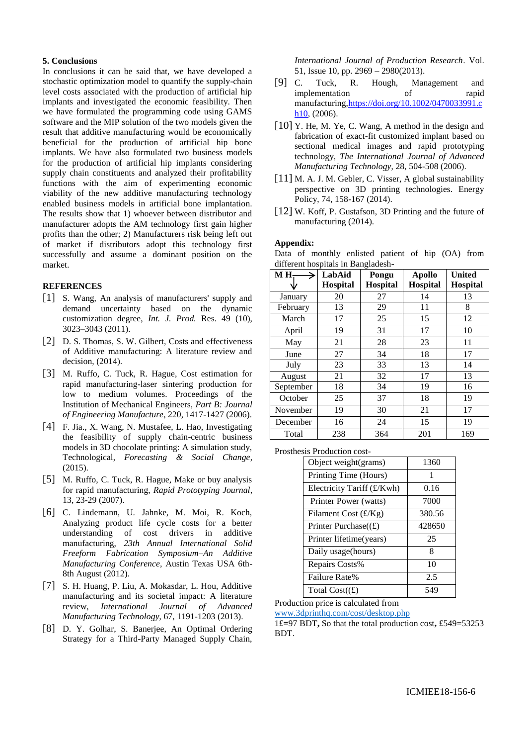## 5. Conclusions

In conclusions it can be said that, we have developed a stochastic optimization model to quantify the supply-chain level costs associated with the production of artificial hip implants and investigated the economic feasibility. Then we have formulated the programming code using GAMS software and the MIP solution of the two models given the result that additive manufacturing would be economically beneficial for the production of artificial hip bone implants. We have also formulated two business models for the production of artificial hip implants considering supply chain constituents and analyzed their profitability functions with the aim of experimenting economic viability of the new additive manufacturing technology enabled business models in artificial bone implantation. The results show that 1) whoever between distributor and manufacturer adopts the AM technology first gain higher profits than the other; 2) Manufacturers risk being left out of market if distributors adopt this technology first successfully and assume a dominant position on the market.

## REFERENCES

[1] S. Wang, An analysis of manufacturers' supply and demand uncertainty based on the dynamic customization degree, *Int. J. Prod.* Res. 49 (10), 3023–3043 (2011).

[2] D. S. Thomas, S. W. Gilbert, Costs and effectiveness of Additive Manufacturing: A literature review and decision, (2014).

[3] M. Ruffo, C. Tuck, R. Hague, Cost estimation for rapid manufacturing-laser sintering production for low to medium volumes. Proceedings of the Institution of Mechanical Engineers, *Part B: Journal of Engineering Manufacture*, 220, 1417-1427 (2006).

[4] F. Jia., X. Wang, N. Mustafee, L. Hao, Investigating the feasibility of supply chain-centric business models in 3D chocolate printing: A simulation study, Technological, *Forecasting & Social Change*, (2015).

[5] M. Ruffo, C. Tuck, R. Hague, Make or buy analysis for rapid manufacturing, *Rapid Prototyping Journal*, 13, 23-29 (2007).

[6] C. Lindemann, U. Jahnke, M. Moi, R. Koch, Analyzing product life cycle costs for a better understanding of cost drivers in additive manufacturing, *23th Annual International Solid Freeform Fabrication Symposium–An Additive Manufacturing Conference*, Austin Texas USA 6th-8th August (2012).

[7] S. H. Huang, P. Liu, A. Mokasdar, L. Hou, Additive manufacturing and its societal impact: A literature review, *International Journal of Advanced Manufacturing Technology*, 67, 1191-1203 (2013).

[8] D. Y. Golhar, S. Banerjee, An Optimal Ordering Strategy for a Third-Party Managed Supply Chain, *International Journal of Production Research*. Vol. 51, Issue 10, pp. 2969 – 2980(2013).

[9] C. Tuck, R. Hough, Management and implementation of rapid manufacturing,https://doi.org/10.1002/0470033991.ch10, (2006).

[10] Y. He, M. Ye, C. Wang, A method in the design and fabrication of exact-fit customized implant based on sectional medical images and rapid prototyping technology, *The International Journal of Advanced Manufacturing Technology*, 28, 504-508 (2006).

[11] M. A. J. M. Gebler, C. Visser, A global sustainability perspective on 3D printing technologies. Energy Policy, 74, 158-167 (2014).

[12] W. Koff, P. Gustafson, 3D Printing and the future of manufacturing (2014).

**Appendix:**

Data of monthly enlisted patient of hip (OA) from different hospitals in Bangladesh-

| M H⟶ ↓ | LabAid Hospital | Pongu Hospital | Apollo Hospital | United Hospital |
|---|---|---|---|---|
| January | 20 | 27 | 14 | 13 |
| February | 13 | 29 | 11 | 8 |
| March | 17 | 25 | 15 | 12 |
| April | 19 | 31 | 17 | 10 |
| May | 21 | 28 | 23 | 11 |
| June | 27 | 34 | 18 | 17 |
| July | 23 | 33 | 13 | 14 |
| August | 21 | 32 | 17 | 13 |
| September | 18 | 34 | 19 | 16 |
| October | 25 | 37 | 18 | 19 |
| November | 19 | 30 | 21 | 17 |
| December | 16 | 24 | 15 | 19 |
| Total | 238 | 364 | 201 | 169 |

Prosthesis Production cost-

| | |
|---|---|
| Object weight(grams) | 1360 |
| Printing Time (Hours) | 1 |
| Electricity Tariff (£/Kwh) | 0.16 |
| Printer Power (watts) | 7000 |
| Filament Cost (£/Kg) | 380.56 |
| Printer Purchase((£) | 428650 |
| Printer lifetime(years) | 25 |
| Daily usage(hours) | 8 |
| Repairs Costs% | 10 |
| Failure Rate% | 2.5 |
| Total Cost((£) | 549 |

Production price is calculated from www.3dprinthq.com/cost/desktop.php

1£=97 BDT**,** So that the total production cost**,** £549=53253 BDT.